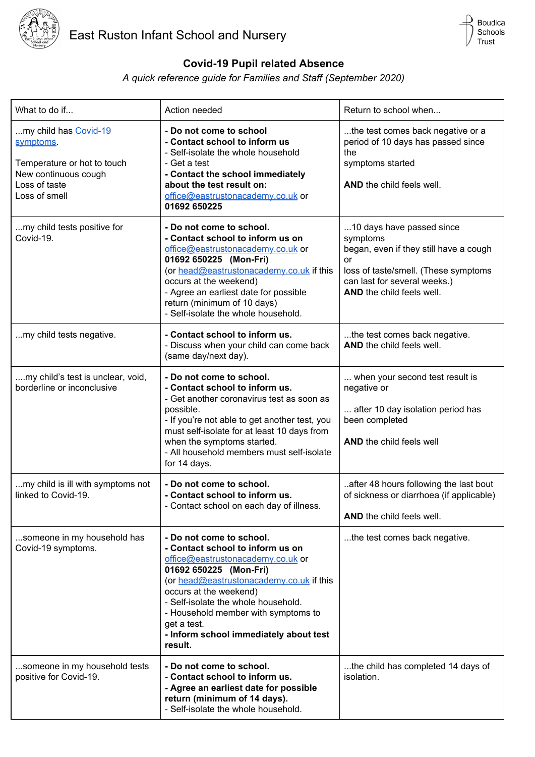East Ruston Infant School and Nursery

Boudica Schools Trust

## Covid-19 Pupil related Absence

*A quick reference guide for Families and Staff (September 2020)*

| What to do if... | Action needed | Return to school when... |
|---|---|---|
| ...my child has [Covid-19 symptoms](). <br><br> Temperature or hot to touch <br> New continuous cough <br> Loss of taste <br> Loss of smell | **- Do not come to school** <br> **- Contact school to inform us** <br> - Self-isolate the whole household <br> - Get a test <br> **- Contact the school immediately about the test result on:** [office@eastrustonacademy.co.uk]() or **01692 650225** | ...the test comes back negative or a period of 10 days has passed since the symptoms started <br><br> **AND** the child feels well. |
| ...my child tests positive for Covid-19. | **- Do not come to school.** <br> **- Contact school to inform us on** [office@eastrustonacademy.co.uk]() or **01692 650225 (Mon-Fri)** <br> (or [head@eastrustonacademy.co.uk]() if this occurs at the weekend) <br> - Agree an earliest date for possible return (minimum of 10 days) <br> - Self-isolate the whole household. | ...10 days have passed since symptoms began, even if they still have a cough or loss of taste/smell. (These symptoms can last for several weeks.) <br> **AND** the child feels well. |
| ...my child tests negative. | **- Contact school to inform us.** <br> - Discuss when your child can come back (same day/next day). | ...the test comes back negative. <br> **AND** the child feels well. |
| ....my child's test is unclear, void, borderline or inconclusive | **- Do not come to school.** <br> **- Contact school to inform us.** <br> - Get another coronavirus test as soon as possible. <br> - If you're not able to get another test, you must self-isolate for at least 10 days from when the symptoms started. <br> - All household members must self-isolate for 14 days. | ... when your second test result is negative or <br><br> ... after 10 day isolation period has been completed <br><br> **AND** the child feels well |
| ...my child is ill with symptoms not linked to Covid-19. | **- Do not come to school.** <br> **- Contact school to inform us.** <br> - Contact school on each day of illness. | ..after 48 hours following the last bout of sickness or diarrhoea (if applicable) <br><br> **AND** the child feels well. |
| ...someone in my household has Covid-19 symptoms. | **- Do not come to school.** <br> **- Contact school to inform us on** [office@eastrustonacademy.co.uk]() or **01692 650225 (Mon-Fri)** <br> (or [head@eastrustonacademy.co.uk]() if this occurs at the weekend) <br> - Self-isolate the whole household. <br> - Household member with symptoms to get a test. <br> **- Inform school immediately about test result.** | ...the test comes back negative. |
| ...someone in my household tests positive for Covid-19. | **- Do not come to school.** <br> **- Contact school to inform us.** <br> **- Agree an earliest date for possible return (minimum of 14 days).** <br> - Self-isolate the whole household. | ...the child has completed 14 days of isolation. |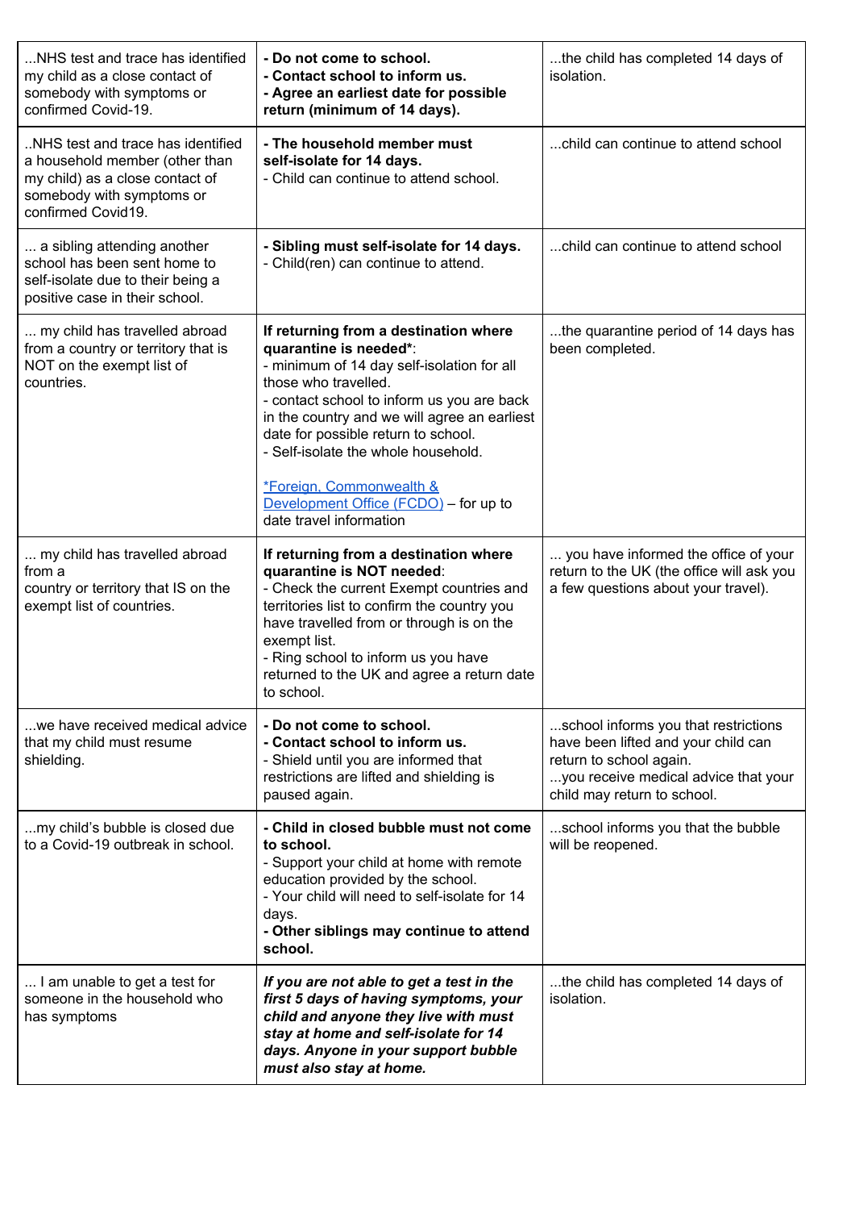| | | |
|---|---|---|
| ...NHS test and trace has identified my child as a close contact of somebody with symptoms or confirmed Covid-19. | **- Do not come to school.**<br>**- Contact school to inform us.**<br>**- Agree an earliest date for possible return (minimum of 14 days).** | ...the child has completed 14 days of isolation. |
| ..NHS test and trace has identified a household member (other than my child) as a close contact of somebody with symptoms or confirmed Covid19. | **- The household member must self-isolate for 14 days.**<br>- Child can continue to attend school. | ...child can continue to attend school |
| ... a sibling attending another school has been sent home to self-isolate due to their being a positive case in their school. | **- Sibling must self-isolate for 14 days.**<br>- Child(ren) can continue to attend. | ...child can continue to attend school |
| ... my child has travelled abroad from a country or territory that is NOT on the exempt list of countries. | **If returning from a destination where quarantine is needed***:<br>- minimum of 14 day self-isolation for all those who travelled.<br>- contact school to inform us you are back in the country and we will agree an earliest date for possible return to school.<br>- Self-isolate the whole household.<br><br>*Foreign, Commonwealth & Development Office (FCDO) – for up to date travel information | ...the quarantine period of 14 days has been completed. |
| ... my child has travelled abroad from a country or territory that IS on the exempt list of countries. | **If returning from a destination where quarantine is NOT needed**:<br>- Check the current Exempt countries and territories list to confirm the country you have travelled from or through is on the exempt list.<br>- Ring school to inform us you have returned to the UK and agree a return date to school. | ... you have informed the office of your return to the UK (the office will ask you a few questions about your travel). |
| ...we have received medical advice that my child must resume shielding. | **- Do not come to school.**<br>**- Contact school to inform us.**<br>- Shield until you are informed that restrictions are lifted and shielding is paused again. | ...school informs you that restrictions have been lifted and your child can return to school again.<br>...you receive medical advice that your child may return to school. |
| ...my child's bubble is closed due to a Covid-19 outbreak in school. | **- Child in closed bubble must not come to school.**<br>- Support your child at home with remote education provided by the school.<br>- Your child will need to self-isolate for 14 days.<br>**- Other siblings may continue to attend school.** | ...school informs you that the bubble will be reopened. |
| ... I am unable to get a test for someone in the household who has symptoms | ***If you are not able to get a test in the first 5 days of having symptoms, your child and anyone they live with must stay at home and self-isolate for 14 days. Anyone in your support bubble must also stay at home.*** | ...the child has completed 14 days of isolation. |